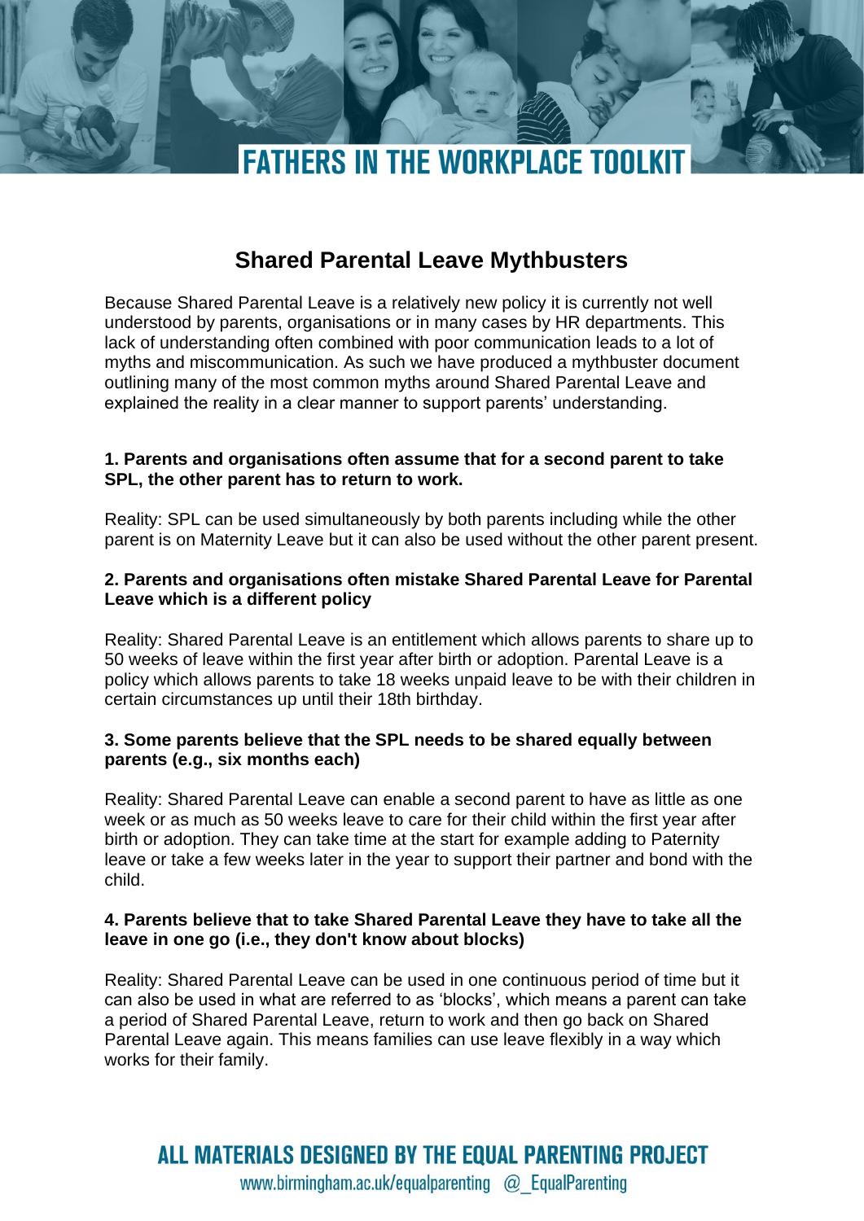# FATHERS IN THE WORKPLACE TOOLKIT

## Shared Parental Leave Mythbusters

Because Shared Parental Leave is a relatively new policy it is currently not well understood by parents, organisations or in many cases by HR departments. This lack of understanding often combined with poor communication leads to a lot of myths and miscommunication. As such we have produced a mythbuster document outlining many of the most common myths around Shared Parental Leave and explained the reality in a clear manner to support parents' understanding.

**1. Parents and organisations often assume that for a second parent to take SPL, the other parent has to return to work.**

Reality: SPL can be used simultaneously by both parents including while the other parent is on Maternity Leave but it can also be used without the other parent present.

**2. Parents and organisations often mistake Shared Parental Leave for Parental Leave which is a different policy**

Reality: Shared Parental Leave is an entitlement which allows parents to share up to 50 weeks of leave within the first year after birth or adoption. Parental Leave is a policy which allows parents to take 18 weeks unpaid leave to be with their children in certain circumstances up until their 18th birthday.

**3. Some parents believe that the SPL needs to be shared equally between parents (e.g., six months each)**

Reality: Shared Parental Leave can enable a second parent to have as little as one week or as much as 50 weeks leave to care for their child within the first year after birth or adoption. They can take time at the start for example adding to Paternity leave or take a few weeks later in the year to support their partner and bond with the child.

**4. Parents believe that to take Shared Parental Leave they have to take all the leave in one go (i.e., they don't know about blocks)**

Reality: Shared Parental Leave can be used in one continuous period of time but it can also be used in what are referred to as 'blocks', which means a parent can take a period of Shared Parental Leave, return to work and then go back on Shared Parental Leave again. This means families can use leave flexibly in a way which works for their family.

ALL MATERIALS DESIGNED BY THE EQUAL PARENTING PROJECT

www.birmingham.ac.uk/equalparenting @_EqualParenting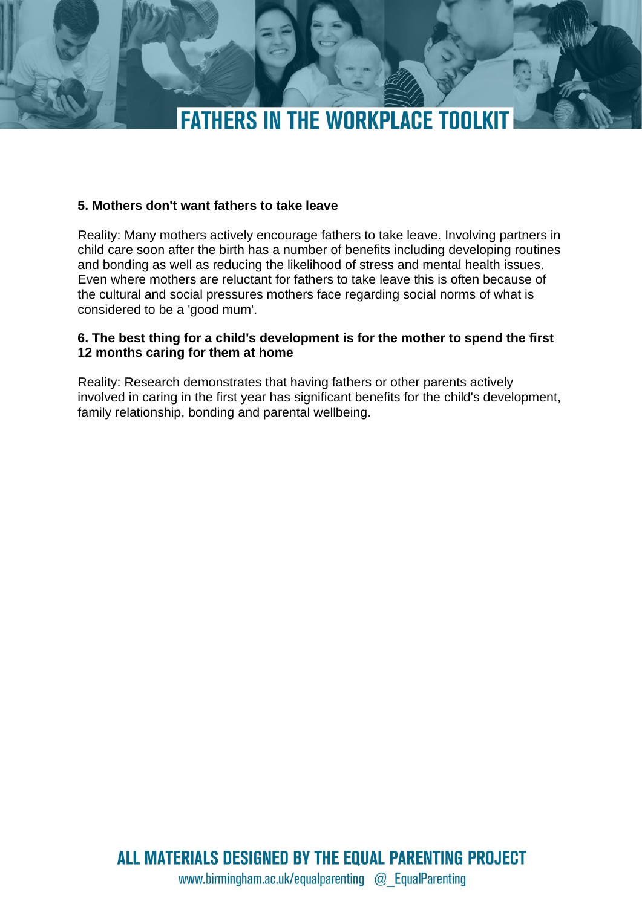**5. Mothers don't want fathers to take leave**

Reality: Many mothers actively encourage fathers to take leave. Involving partners in child care soon after the birth has a number of benefits including developing routines and bonding as well as reducing the likelihood of stress and mental health issues. Even where mothers are reluctant for fathers to take leave this is often because of the cultural and social pressures mothers face regarding social norms of what is considered to be a 'good mum'.

**6. The best thing for a child's development is for the mother to spend the first 12 months caring for them at home**

Reality: Research demonstrates that having fathers or other parents actively involved in caring in the first year has significant benefits for the child's development, family relationship, bonding and parental wellbeing.